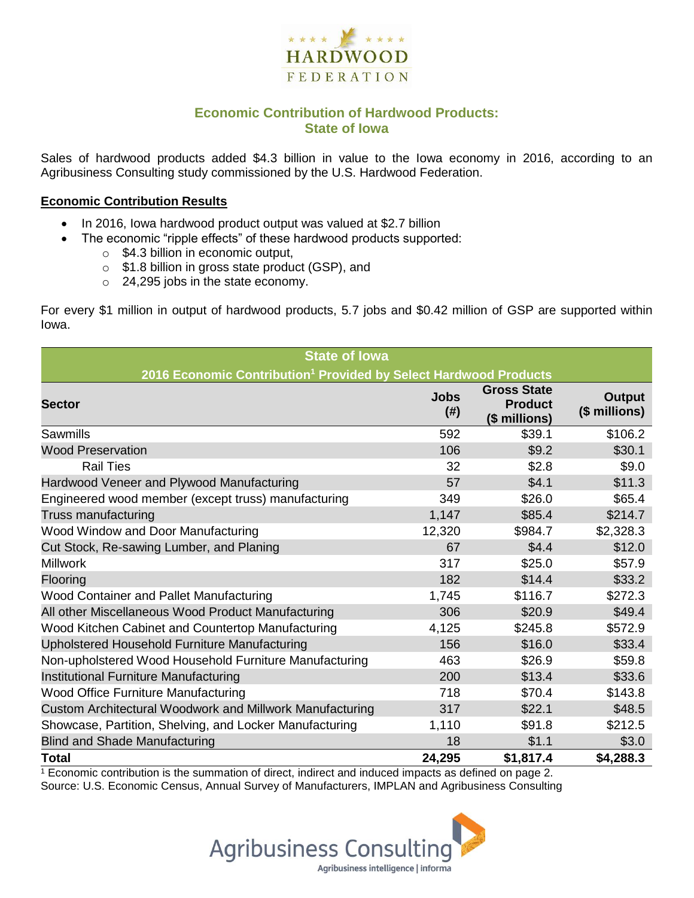HARDWOOD FEDERATION

## Economic Contribution of Hardwood Products: State of Iowa

Sales of hardwood products added $4.3 billion in value to the Iowa economy in 2016, according to an Agribusiness Consulting study commissioned by the U.S. Hardwood Federation.

**Economic Contribution Results**

- In 2016, Iowa hardwood product output was valued at $2.7 billion
- The economic "ripple effects" of these hardwood products supported:
  - $4.3 billion in economic output,
  - $1.8 billion in gross state product (GSP), and
  - 24,295 jobs in the state economy.

For every $1 million in output of hardwood products, 5.7 jobs and $0.42 million of GSP are supported within Iowa.

**State of Iowa**

**2016 Economic Contribution[1] Provided by Select Hardwood Products**

| Sector | Jobs (#) | Gross State Product ($ millions) | Output ($ millions) |
|---|---|---|---|
| Sawmills | 592 | $39.1 | $106.2 |
| Wood Preservation | 106 | $9.2 | $30.1 |
| Rail Ties | 32 | $2.8 | $9.0 |
| Hardwood Veneer and Plywood Manufacturing | 57 | $4.1 | $11.3 |
| Engineered wood member (except truss) manufacturing | 349 | $26.0 | $65.4 |
| Truss manufacturing | 1,147 | $85.4 | $214.7 |
| Wood Window and Door Manufacturing | 12,320 | $984.7 | $2,328.3 |
| Cut Stock, Re-sawing Lumber, and Planing | 67 | $4.4 | $12.0 |
| Millwork | 317 | $25.0 | $57.9 |
| Flooring | 182 | $14.4 | $33.2 |
| Wood Container and Pallet Manufacturing | 1,745 | $116.7 | $272.3 |
| All other Miscellaneous Wood Product Manufacturing | 306 | $20.9 | $49.4 |
| Wood Kitchen Cabinet and Countertop Manufacturing | 4,125 | $245.8 | $572.9 |
| Upholstered Household Furniture Manufacturing | 156 | $16.0 | $33.4 |
| Non-upholstered Wood Household Furniture Manufacturing | 463 | $26.9 | $59.8 |
| Institutional Furniture Manufacturing | 200 | $13.4 | $33.6 |
| Wood Office Furniture Manufacturing | 718 | $70.4 | $143.8 |
| Custom Architectural Woodwork and Millwork Manufacturing | 317 | $22.1 | $48.5 |
| Showcase, Partition, Shelving, and Locker Manufacturing | 1,110 | $91.8 | $212.5 |
| Blind and Shade Manufacturing | 18 | $1.1 | $3.0 |
| **Total** | **24,295** | **$1,817.4** | **$4,288.3** |

[1] Economic contribution is the summation of direct, indirect and induced impacts as defined on page 2.

Source: U.S. Economic Census, Annual Survey of Manufacturers, IMPLAN and Agribusiness Consulting

Agribusiness Consulting
Agribusiness intelligence | informa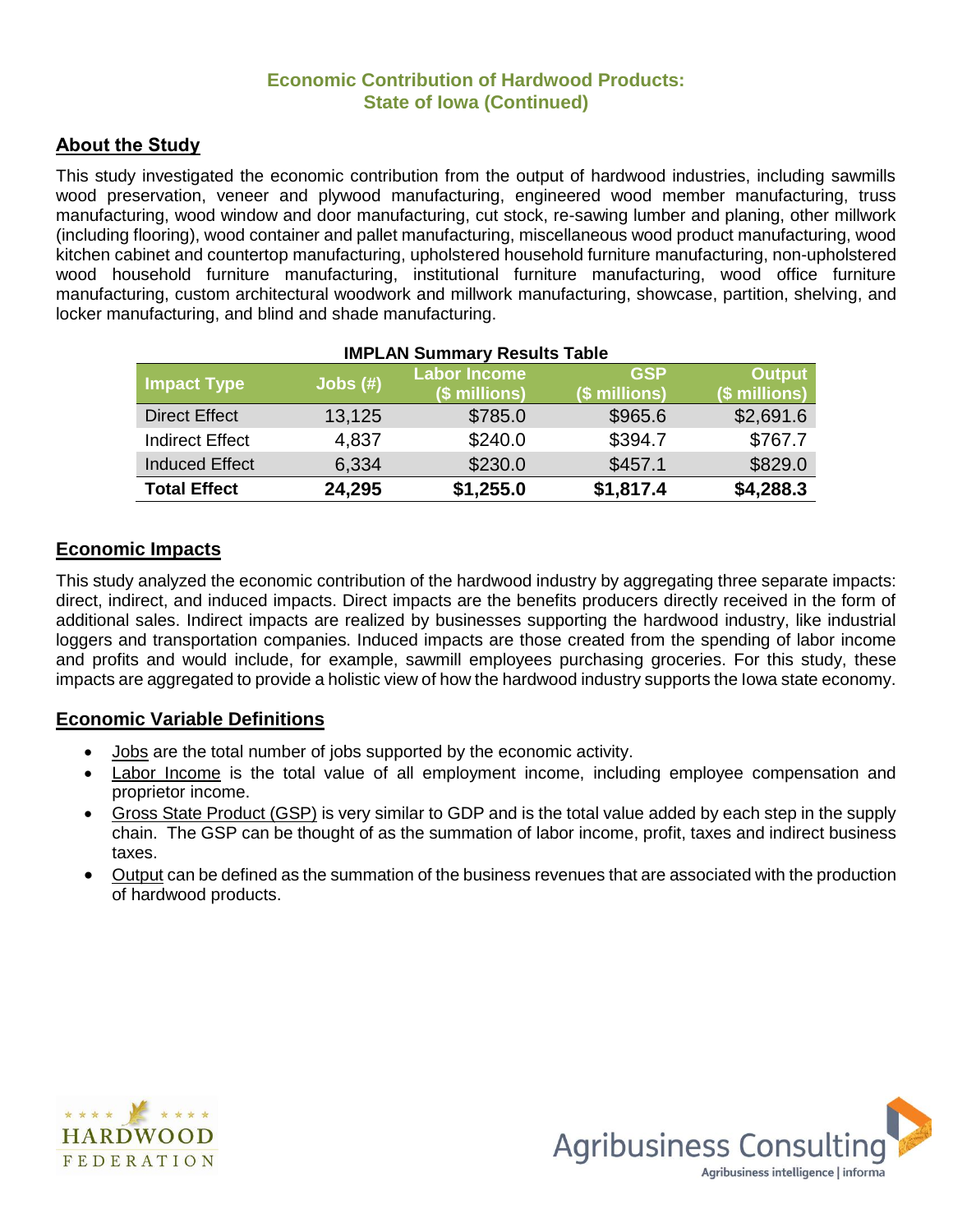## Economic Contribution of Hardwood Products: State of Iowa (Continued)

### About the Study

This study investigated the economic contribution from the output of hardwood industries, including sawmills wood preservation, veneer and plywood manufacturing, engineered wood member manufacturing, truss manufacturing, wood window and door manufacturing, cut stock, re-sawing lumber and planing, other millwork (including flooring), wood container and pallet manufacturing, miscellaneous wood product manufacturing, wood kitchen cabinet and countertop manufacturing, upholstered household furniture manufacturing, non-upholstered wood household furniture manufacturing, institutional furniture manufacturing, wood office furniture manufacturing, custom architectural woodwork and millwork manufacturing, showcase, partition, shelving, and locker manufacturing, and blind and shade manufacturing.

**IMPLAN Summary Results Table**

| Impact Type | Jobs (#) | Labor Income ($ millions) | GSP ($ millions) | Output ($ millions) |
|---|---|---|---|---|
| Direct Effect | 13,125 | $785.0 | $965.6 | $2,691.6 |
| Indirect Effect | 4,837 | $240.0 | $394.7 | $767.7 |
| Induced Effect | 6,334 | $230.0 | $457.1 | $829.0 |
| **Total Effect** | **24,295** | **$1,255.0** | **$1,817.4** | **$4,288.3** |

### Economic Impacts

This study analyzed the economic contribution of the hardwood industry by aggregating three separate impacts: direct, indirect, and induced impacts. Direct impacts are the benefits producers directly received in the form of additional sales. Indirect impacts are realized by businesses supporting the hardwood industry, like industrial loggers and transportation companies. Induced impacts are those created from the spending of labor income and profits and would include, for example, sawmill employees purchasing groceries. For this study, these impacts are aggregated to provide a holistic view of how the hardwood industry supports the Iowa state economy.

### Economic Variable Definitions

- Jobs are the total number of jobs supported by the economic activity.
- Labor Income is the total value of all employment income, including employee compensation and proprietor income.
- Gross State Product (GSP) is very similar to GDP and is the total value added by each step in the supply chain. The GSP can be thought of as the summation of labor income, profit, taxes and indirect business taxes.
- Output can be defined as the summation of the business revenues that are associated with the production of hardwood products.

HARDWOOD FEDERATION

Agribusiness Consulting

Agribusiness intelligence | informa